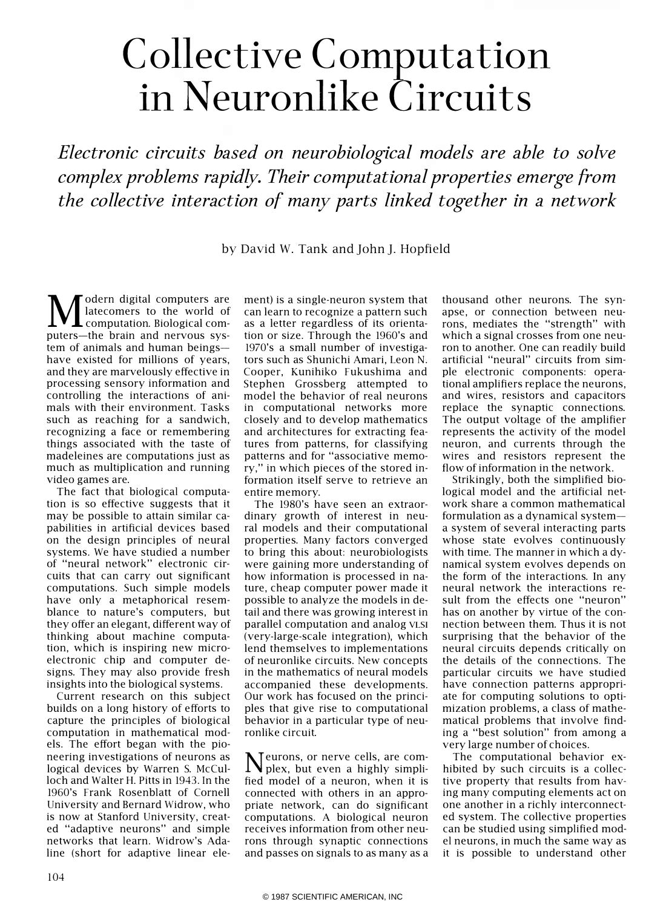# Collective Computation in Neuronlike Circuits

*Electronic circuits based on neurobiological models are able to solve complex problems rapidly. Their computational properties emerge from the collective interaction of many parts linked together in a network*

by David W. Tank and John J. Hopfield

Modern digital computers are latecomers to the world of computation. Biological computers—the brain and nervous system of animals and human beings—have existed for millions of years, and they are marvelously effective in processing sensory information and controlling the interactions of animals with their environment. Tasks such as reaching for a sandwich, recognizing a face or remembering things associated with the taste of madeleines are computations just as much as multiplication and running video games are.

The fact that biological computation is so effective suggests that it may be possible to attain similar capabilities in artificial devices based on the design principles of neural systems. We have studied a number of "neural network" electronic circuits that can carry out significant computations. Such simple models have only a metaphorical resemblance to nature's computers, but they offer an elegant, different way of thinking about machine computation, which is inspiring new microelectronic chip and computer designs. They may also provide fresh insights into the biological systems.

Current research on this subject builds on a long history of efforts to capture the principles of biological computation in mathematical models. The effort began with the pioneering investigations of neurons as logical devices by Warren S. McCulloch and Walter H. Pitts in 1943. In the 1960's Frank Rosenblatt of Cornell University and Bernard Widrow, who is now at Stanford University, created "adaptive neurons" and simple networks that learn. Widrow's Adaline (short for adaptive linear element) is a single-neuron system that can learn to recognize a pattern such as a letter regardless of its orientation or size. Through the 1960's and 1970's a small number of investigators such as Shunichi Amari, Leon N. Cooper, Kunihiko Fukushima and Stephen Grossberg attempted to model the behavior of real neurons in computational networks more closely and to develop mathematics and architectures for extracting features from patterns, for classifying patterns and for "associative memory," in which pieces of the stored information itself serve to retrieve an entire memory.

The 1980's have seen an extraordinary growth of interest in neural models and their computational properties. Many factors converged to bring this about: neurobiologists were gaining more understanding of how information is processed in nature, cheap computer power made it possible to analyze the models in detail and there was growing interest in parallel computation and analog VLSI (very-large-scale integration), which lend themselves to implementations of neuronlike circuits. New concepts in the mathematics of neural models accompanied these developments. Our work has focused on the principles that give rise to computational behavior in a particular type of neuronlike circuit.

Neurons, or nerve cells, are complex, but even a highly simplified model of a neuron, when it is connected with others in an appropriate network, can do significant computations. A biological neuron receives information from other neurons through synaptic connections and passes on signals to as many as a thousand other neurons. The synapse, or connection between neurons, mediates the "strength" with which a signal crosses from one neuron to another. One can readily build artificial "neural" circuits from simple electronic components: operational amplifiers replace the neurons, and wires, resistors and capacitors replace the synaptic connections. The output voltage of the amplifier represents the activity of the model neuron, and currents through the wires and resistors represent the flow of information in the network.

Strikingly, both the simplified biological model and the artificial network share a common mathematical formulation as a dynamical system—a system of several interacting parts whose state evolves continuously with time. The manner in which a dynamical system evolves depends on the form of the interactions. In any neural network the interactions result from the effects one "neuron" has on another by virtue of the connection between them. Thus it is not surprising that the behavior of the neural circuits depends critically on the details of the connections. The particular circuits we have studied have connection patterns appropriate for computing solutions to optimization problems, a class of mathematical problems that involve finding a "best solution" from among a very large number of choices.

The computational behavior exhibited by such circuits is a collective property that results from having many computing elements act on one another in a richly interconnected system. The collective properties can be studied using simplified model neurons, in much the same way as it is possible to understand other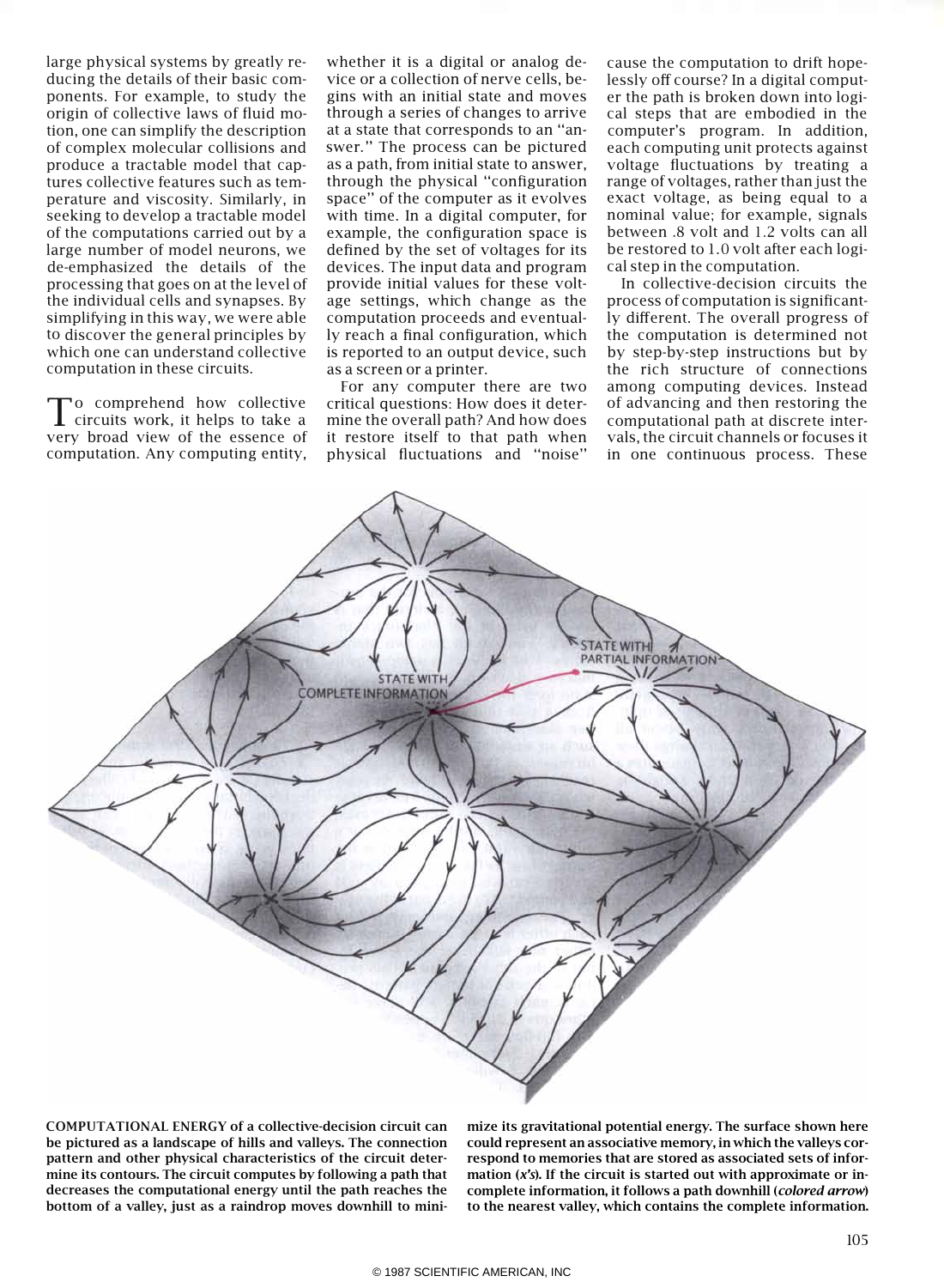large physical systems by greatly reducing the details of their basic components. For example, to study the origin of collective laws of fluid motion, one can simplify the description of complex molecular collisions and produce a tractable model that captures collective features such as temperature and viscosity. Similarly, in seeking to develop a tractable model of the computations carried out by a large number of model neurons, we de-emphasized the details of the processing that goes on at the level of the individual cells and synapses. By simplifying in this way, we were able to discover the general principles by which one can understand collective computation in these circuits.

To comprehend how collective circuits work, it helps to take a very broad view of the essence of computation. Any computing entity, whether it is a digital or analog device or a collection of nerve cells, begins with an initial state and moves through a series of changes to arrive at a state that corresponds to an "answer." The process can be pictured as a path, from initial state to answer, through the physical "configuration space" of the computer as it evolves with time. In a digital computer, for example, the configuration space is defined by the set of voltages for its devices. The input data and program provide initial values for these voltage settings, which change as the computation proceeds and eventually reach a final configuration, which is reported to an output device, such as a screen or a printer.

For any computer there are two critical questions: How does it determine the overall path? And how does it restore itself to that path when physical fluctuations and "noise" cause the computation to drift hopelessly off course? In a digital computer the path is broken down into logical steps that are embodied in the computer's program. In addition, each computing unit protects against voltage fluctuations by treating a range of voltages, rather than just the exact voltage, as being equal to a nominal value; for example, signals between .8 volt and 1.2 volts can all be restored to 1.0 volt after each logical step in the computation.

In collective-decision circuits the process of computation is significantly different. The overall progress of the computation is determined not by step-by-step instructions but by the rich structure of connections among computing devices. Instead of advancing and then restoring the computational path at discrete intervals, the circuit channels or focuses it in one continuous process. These

**COMPUTATIONAL ENERGY of a collective-decision circuit can be pictured as a landscape of hills and valleys. The connection pattern and other physical characteristics of the circuit determine its contours. The circuit computes by following a path that decreases the computational energy until the path reaches the bottom of a valley, just as a raindrop moves downhill to minimize its gravitational potential energy. The surface shown here could represent an associative memory, in which the valleys correspond to memories that are stored as associated sets of information (*x's*). If the circuit is started out with approximate or incomplete information, it follows a path downhill (*colored arrow*) to the nearest valley, which contains the complete information.**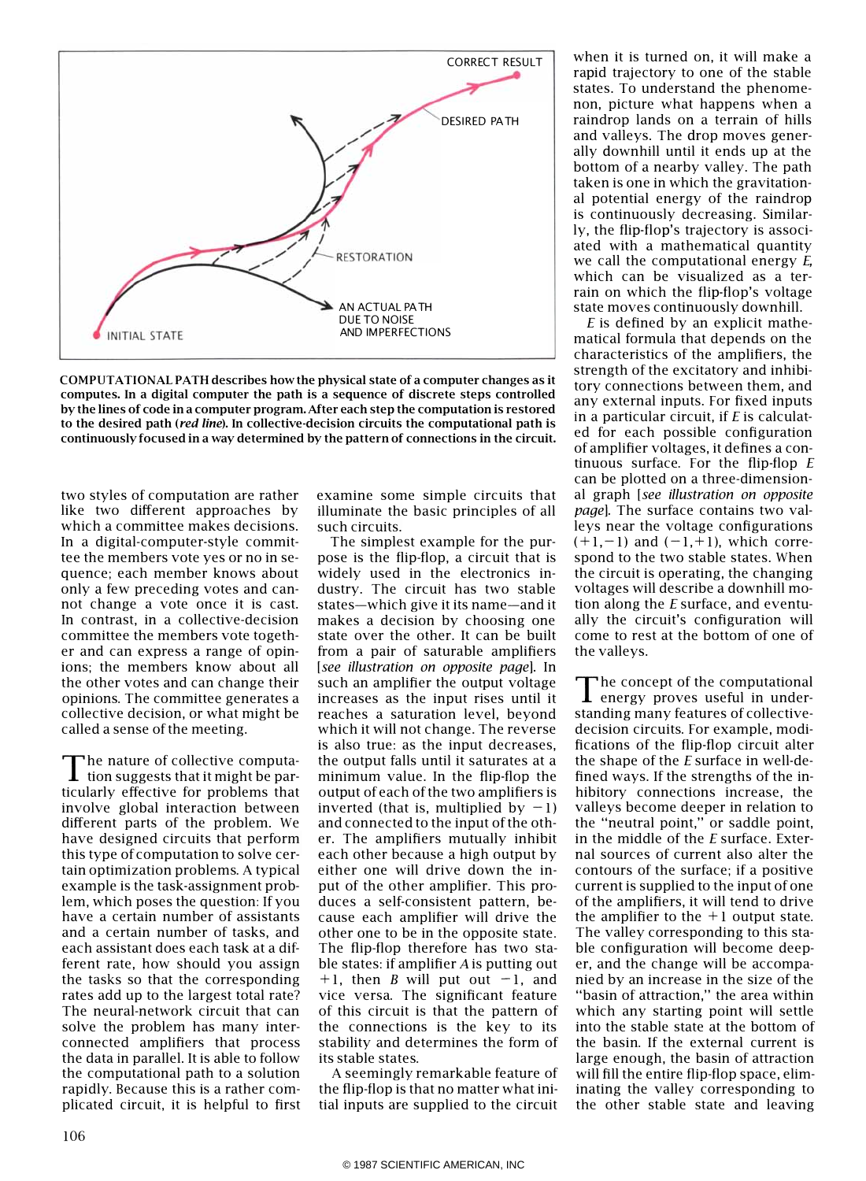CORRECT RESULT

DESIRED PATH

RESTORATION

AN ACTUAL PATH
DUE TO NOISE
AND IMPERFECTIONS

INITIAL STATE

**COMPUTATIONAL PATH describes how the physical state of a computer changes as it computes. In a digital computer the path is a sequence of discrete steps controlled by the lines of code in a computer program. After each step the computation is restored to the desired path (*red line*). In collective-decision circuits the computational path is continuously focused in a way determined by the pattern of connections in the circuit.**

two styles of computation are rather like two different approaches by which a committee makes decisions. In a digital-computer-style committee the members vote yes or no in sequence; each member knows about only a few preceding votes and cannot change a vote once it is cast. In contrast, in a collective-decision committee the members vote together and can express a range of opinions; the members know about all the other votes and can change their opinions. The committee generates a collective decision, or what might be called a sense of the meeting.

The nature of collective computation suggests that it might be particularly effective for problems that involve global interaction between different parts of the problem. We have designed circuits that perform this type of computation to solve certain optimization problems. A typical example is the task-assignment problem, which poses the question: If you have a certain number of assistants and a certain number of tasks, and each assistant does each task at a different rate, how should you assign the tasks so that the corresponding rates add up to the largest total rate? The neural-network circuit that can solve the problem has many interconnected amplifiers that process the data in parallel. It is able to follow the computational path to a solution rapidly. Because this is a rather complicated circuit, it is helpful to first examine some simple circuits that illuminate the basic principles of all such circuits.

The simplest example for the purpose is the flip-flop, a circuit that is widely used in the electronics industry. The circuit has two stable states—which give it its name—and it makes a decision by choosing one state over the other. It can be built from a pair of saturable amplifiers [*see illustration on opposite page*]. In such an amplifier the output voltage increases as the input rises until it reaches a saturation level, beyond which it will not change. The reverse is also true: as the input decreases, the output falls until it saturates at a minimum value. In the flip-flop the output of each of the two amplifiers is inverted (that is, multiplied by $-1$) and connected to the input of the other. The amplifiers mutually inhibit each other because a high output by either one will drive down the input of the other amplifier. This produces a self-consistent pattern, because each amplifier will drive the other one to be in the opposite state. The flip-flop therefore has two stable states: if amplifier $A$ is putting out $+1$, then $B$ will put out $-1$, and vice versa. The significant feature of this circuit is that the pattern of the connections is the key to its stability and determines the form of its stable states.

A seemingly remarkable feature of the flip-flop is that no matter what initial inputs are supplied to the circuit when it is turned on, it will make a rapid trajectory to one of the stable states. To understand the phenomenon, picture what happens when a raindrop lands on a terrain of hills and valleys. The drop moves generally downhill until it ends up at the bottom of a nearby valley. The path taken is one in which the gravitational potential energy of the raindrop is continuously decreasing. Similarly, the flip-flop's trajectory is associated with a mathematical quantity we call the computational energy $E$, which can be visualized as a terrain on which the flip-flop's voltage state moves continuously downhill.

$E$ is defined by an explicit mathematical formula that depends on the characteristics of the amplifiers, the strength of the excitatory and inhibitory connections between them, and any external inputs. For fixed inputs in a particular circuit, if $E$ is calculated for each possible configuration of amplifier voltages, it defines a continuous surface. For the flip-flop $E$ can be plotted on a three-dimensional graph [*see illustration on opposite page*]. The surface contains two valleys near the voltage configurations $(+1,-1)$ and $(-1,+1)$, which correspond to the two stable states. When the circuit is operating, the changing voltages will describe a downhill motion along the $E$ surface, and eventually the circuit's configuration will come to rest at the bottom of one of the valleys.

The concept of the computational energy proves useful in understanding many features of collective-decision circuits. For example, modifications of the flip-flop circuit alter the shape of the $E$ surface in well-defined ways. If the strengths of the inhibitory connections increase, the valleys become deeper in relation to the "neutral point," or saddle point, in the middle of the $E$ surface. External sources of current also alter the contours of the surface; if a positive current is supplied to the input of one of the amplifiers, it will tend to drive the amplifier to the $+1$ output state. The valley corresponding to this stable configuration will become deeper, and the change will be accompanied by an increase in the size of the "basin of attraction," the area within which any starting point will settle into the stable state at the bottom of the basin. If the external current is large enough, the basin of attraction will fill the entire flip-flop space, eliminating the valley corresponding to the other stable state and leaving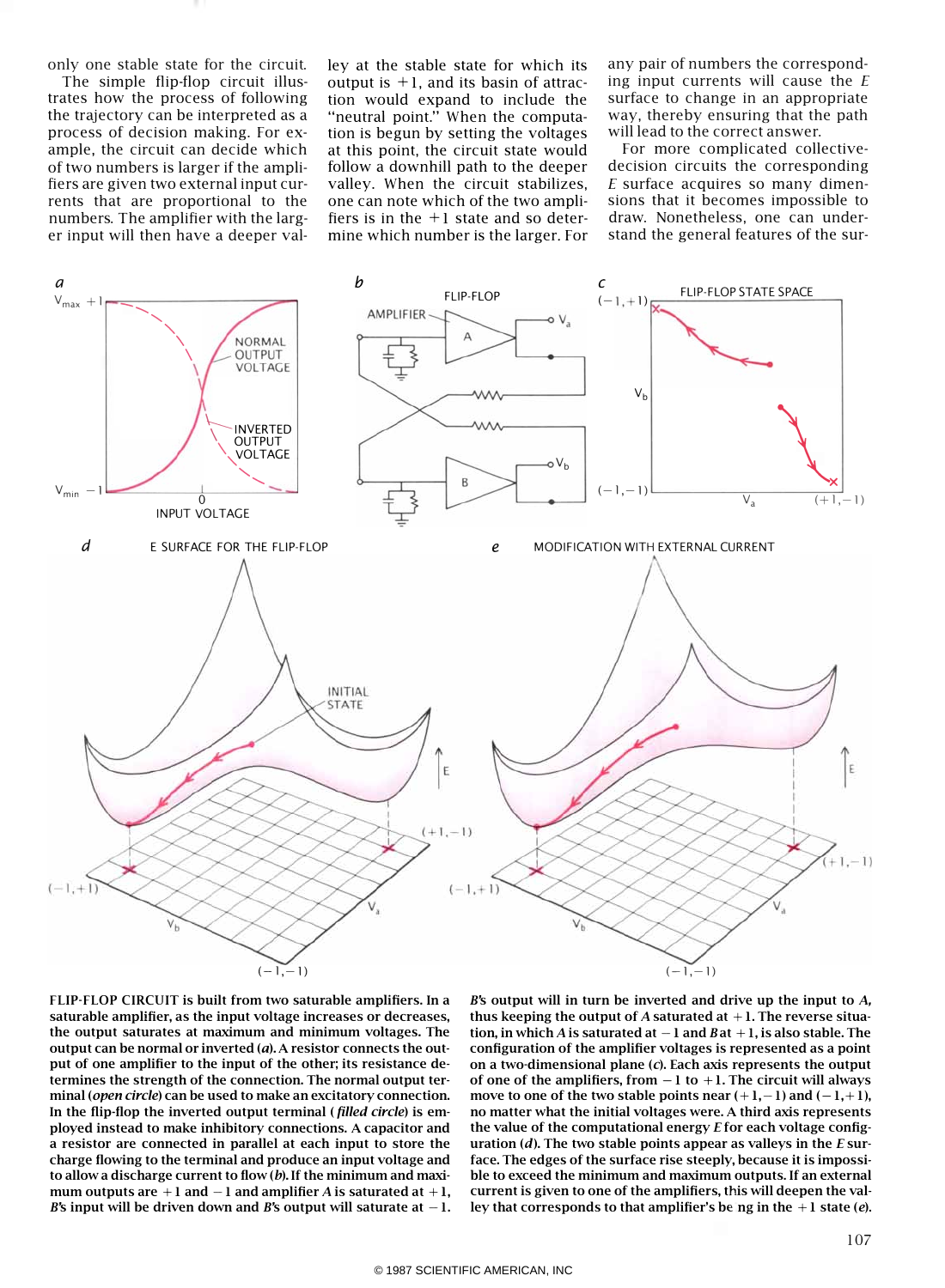only one stable state for the circuit.

The simple flip-flop circuit illustrates how the process of following the trajectory can be interpreted as a process of decision making. For example, the circuit can decide which of two numbers is larger if the amplifiers are given two external input currents that are proportional to the numbers. The amplifier with the larger input will then have a deeper valley at the stable state for which its output is +1, and its basin of attraction would expand to include the "neutral point." When the computation is begun by setting the voltages at this point, the circuit state would follow a downhill path to the deeper valley. When the circuit stabilizes, one can note which of the two amplifiers is in the +1 state and so determine which number is the larger. For any pair of numbers the corresponding input currents will cause the $E$ surface to change in an appropriate way, thereby ensuring that the path will lead to the correct answer.

For more complicated collective-decision circuits the corresponding $E$ surface acquires so many dimensions that it becomes impossible to draw. Nonetheless, one can understand the general features of the sur-

**FLIP-FLOP CIRCUIT** is built from two saturable amplifiers. In a saturable amplifier, as the input voltage increases or decreases, the output saturates at maximum and minimum voltages. The output can be normal or inverted (*a*). A resistor connects the output of one amplifier to the input of the other; its resistance determines the strength of the connection. The normal output terminal (*open circle*) can be used to make an excitatory connection. In the flip-flop the inverted output terminal (*filled circle*) is employed instead to make inhibitory connections. A capacitor and a resistor are connected in parallel at each input to store the charge flowing to the terminal and produce an input voltage and to allow a discharge current to flow (*b*). If the minimum and maximum outputs are +1 and −1 and amplifier *A* is saturated at +1, *B*'s input will be driven down and *B*'s output will saturate at −1. *B*'s output will in turn be inverted and drive up the input to *A*, thus keeping the output of *A* saturated at +1. The reverse situation, in which *A* is saturated at −1 and *B* at +1, is also stable. The configuration of the amplifier voltages is represented as a point on a two-dimensional plane (*c*). Each axis represents the output of one of the amplifiers, from −1 to +1. The circuit will always move to one of the two stable points near (+1,−1) and (−1,+1), no matter what the initial voltages were. A third axis represents the value of the computational energy $E$ for each voltage configuration (*d*). The two stable points appear as valleys in the $E$ surface. The edges of the surface rise steeply, because it is impossible to exceed the minimum and maximum outputs. If an external current is given to one of the amplifiers, this will deepen the valley that corresponds to that amplifier's being in the +1 state (*e*).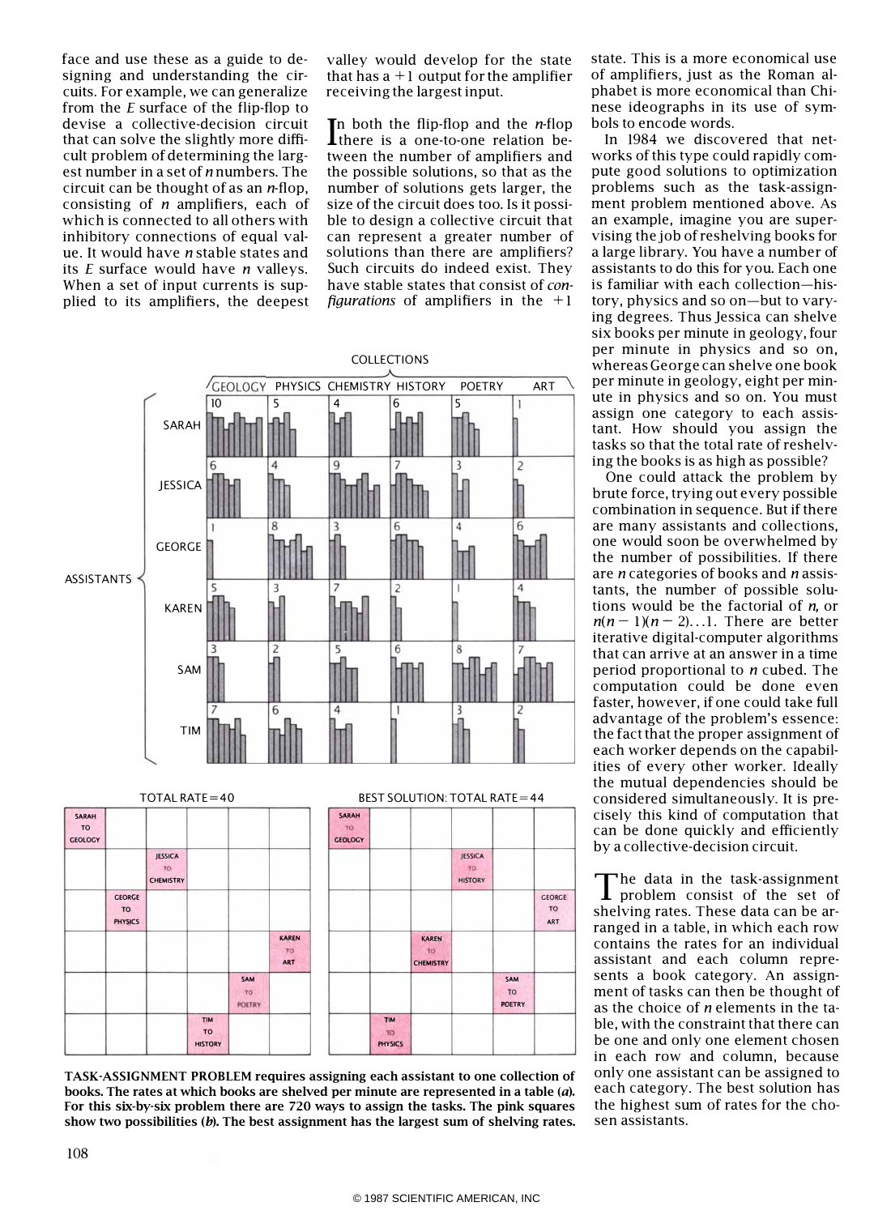face and use these as a guide to designing and understanding the circuits. For example, we can generalize from the $E$ surface of the flip-flop to devise a collective-decision circuit that can solve the slightly more difficult problem of determining the largest number in a set of $n$ numbers. The circuit can be thought of as an $n$-flop, consisting of $n$ amplifiers, each of which is connected to all others with inhibitory connections of equal value. It would have $n$ stable states and its $E$ surface would have $n$ valleys. When a set of input currents is supplied to its amplifiers, the deepest valley would develop for the state that has a $+1$ output for the amplifier receiving the largest input.

In both the flip-flop and the $n$-flop there is a one-to-one relation between the number of amplifiers and the possible solutions, so that as the number of solutions gets larger, the size of the circuit does too. Is it possible to design a collective circuit that can represent a greater number of solutions than there are amplifiers? Such circuits do indeed exist. They have stable states that consist of *configurations* of amplifiers in the $+1$ state. This is a more economical use of amplifiers, just as the Roman alphabet is more economical than Chinese ideographs in its use of symbols to encode words.

In 1984 we discovered that networks of this type could rapidly compute good solutions to optimization problems such as the task-assignment problem mentioned above. As an example, imagine you are supervising the job of reshelving books for a large library. You have a number of assistants to do this for you. Each one is familiar with each collection—history, physics and so on—but to varying degrees. Thus Jessica can shelve six books per minute in geology, four per minute in physics and so on, whereas George can shelve one book per minute in geology, eight per minute in physics and so on. You must assign one category to each assistant. How should you assign the tasks so that the total rate of reshelving the books is as high as possible?

One could attack the problem by brute force, trying out every possible combination in sequence. But if there are many assistants and collections, one would soon be overwhelmed by the number of possibilities. If there are $n$ categories of books and $n$ assistants, the number of possible solutions would be the factorial of $n$, or $n(n-1)(n-2)\ldots1$. There are better iterative digital-computer algorithms that can arrive at an answer in a time period proportional to $n$ cubed. The computation could be done even faster, however, if one could take full advantage of the problem's essence: the fact that the proper assignment of each worker depends on the capabilities of every other worker. Ideally the mutual dependencies should be considered simultaneously. It is precisely this kind of computation that can be done quickly and efficiently by a collective-decision circuit.

The data in the task-assignment problem consist of the set of shelving rates. These data can be arranged in a table, in which each row contains the rates for an individual assistant and each column represents a book category. An assignment of tasks can then be thought of as the choice of $n$ elements in the table, with the constraint that there can be one and only one element chosen in each row and column, because only one assistant can be assigned to each category. The best solution has the highest sum of rates for the chosen assistants.

COLLECTIONS

| ASSISTANTS | GEOLOGY | PHYSICS | CHEMISTRY | HISTORY | POETRY | ART |
|---|---|---|---|---|---|---|
| SARAH | 10 | 5 | 4 | 6 | 5 | 1 |
| JESSICA | 6 | 4 | 9 | 7 | 3 | 2 |
| GEORGE | 1 | 8 | 3 | 6 | 4 | 6 |
| KAREN | 5 | 3 | 7 | 2 | 1 | 4 |
| SAM | 3 | 2 | 5 | 6 | 8 | 7 |
| TIM | 7 | 6 | 4 | 1 | 3 | 2 |

TOTAL RATE=40

SARAH TO GEOLOGY
JESSICA TO CHEMISTRY
GEORGE TO PHYSICS
KAREN TO ART
SAM TO POETRY
TIM TO HISTORY

BEST SOLUTION: TOTAL RATE=44

SARAH TO GEOLOGY
JESSICA TO HISTORY
GEORGE TO ART
KAREN TO CHEMISTRY
SAM TO POETRY
TIM TO PHYSICS

**TASK-ASSIGNMENT PROBLEM requires assigning each assistant to one collection of books. The rates at which books are shelved per minute are represented in a table (*a*). For this six-by-six problem there are 720 ways to assign the tasks. The pink squares show two possibilities (*b*). The best assignment has the largest sum of shelving rates.**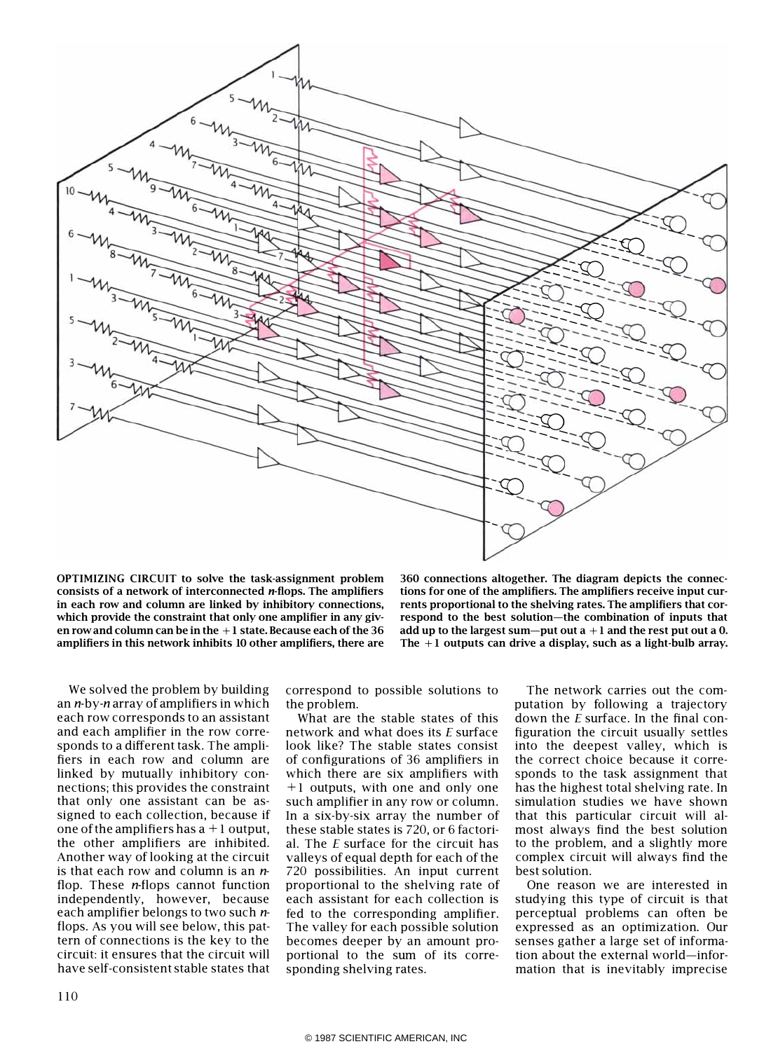**OPTIMIZING CIRCUIT to solve the task-assignment problem consists of a network of interconnected *n*-flops. The amplifiers in each row and column are linked by inhibitory connections, which provide the constraint that only one amplifier in any given row and column can be in the +1 state. Because each of the 36 amplifiers in this network inhibits 10 other amplifiers, there are 360 connections altogether. The diagram depicts the connections for one of the amplifiers. The amplifiers receive input currents proportional to the shelving rates. The amplifiers that correspond to the best solution—the combination of inputs that add up to the largest sum—put out a +1 and the rest put out a 0. The +1 outputs can drive a display, such as a light-bulb array.**

We solved the problem by building an *n*-by-*n* array of amplifiers in which each row corresponds to an assistant and each amplifier in the row corresponds to a different task. The amplifiers in each row and column are linked by mutually inhibitory connections; this provides the constraint that only one assistant can be assigned to each collection, because if one of the amplifiers has a +1 output, the other amplifiers are inhibited. Another way of looking at the circuit is that each row and column is an *n*-flop. These *n*-flops cannot function independently, however, because each amplifier belongs to two such *n*-flops. As you will see below, this pattern of connections is the key to the circuit: it ensures that the circuit will have self-consistent stable states that correspond to possible solutions to the problem.

What are the stable states of this network and what does its *E* surface look like? The stable states consist of configurations of 36 amplifiers in which there are six amplifiers with +1 outputs, with one and only one such amplifier in any row or column. In a six-by-six array the number of these stable states is 720, or 6 factorial. The *E* surface for the circuit has valleys of equal depth for each of the 720 possibilities. An input current proportional to the shelving rate of each assistant for each collection is fed to the corresponding amplifier. The valley for each possible solution becomes deeper by an amount proportional to the sum of its corresponding shelving rates.

The network carries out the computation by following a trajectory down the *E* surface. In the final configuration the circuit usually settles into the deepest valley, which is the correct choice because it corresponds to the task assignment that has the highest total shelving rate. In simulation studies we have shown that this particular circuit will almost always find the best solution to the problem, and a slightly more complex circuit will always find the best solution.

One reason we are interested in studying this type of circuit is that perceptual problems can often be expressed as an optimization. Our senses gather a large set of information about the external world—information that is inevitably imprecise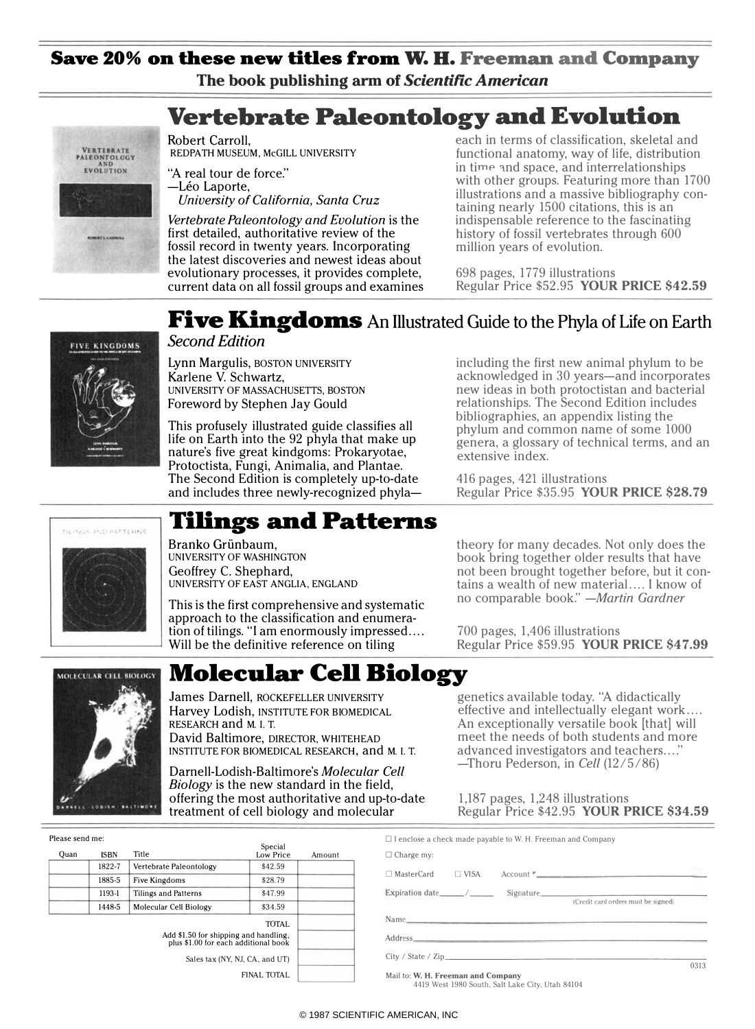# Save 20% on these new titles from W. H. Freeman and Company

**The book publishing arm of *Scientific American***

## Vertebrate Paleontology and Evolution

Robert Carroll,
REDPATH MUSEUM, McGILL UNIVERSITY

"A real tour de force."
—Léo Laporte,
*University of California, Santa Cruz*

*Vertebrate Paleontology and Evolution* is the first detailed, authoritative review of the fossil record in twenty years. Incorporating the latest discoveries and newest ideas about evolutionary processes, it provides complete, current data on all fossil groups and examines each in terms of classification, skeletal and functional anatomy, way of life, distribution in time and space, and interrelationships with other groups. Featuring more than 1700 illustrations and a massive bibliography containing nearly 1500 citations, this is an indispensable reference to the fascinating history of fossil vertebrates through 600 million years of evolution.

698 pages, 1779 illustrations
Regular Price $52.95 **YOUR PRICE $42.59**

## Five Kingdoms An Illustrated Guide to the Phyla of Life on Earth

*Second Edition*

Lynn Margulis, BOSTON UNIVERSITY
Karlene V. Schwartz,
UNIVERSITY OF MASSACHUSETTS, BOSTON
Foreword by Stephen Jay Gould

This profusely illustrated guide classifies all life on Earth into the 92 phyla that make up nature's five great kindgoms: Prokaryotae, Protoctista, Fungi, Animalia, and Plantae. The Second Edition is completely up-to-date and includes three newly-recognized phyla—including the first new animal phylum to be acknowledged in 30 years—and incorporates new ideas in both protoctistan and bacterial relationships. The Second Edition includes bibliographies, an appendix listing the phylum and common name of some 1000 genera, a glossary of technical terms, and an extensive index.

416 pages, 421 illustrations
Regular Price $35.95 **YOUR PRICE $28.79**

## Tilings and Patterns

Branko Grünbaum,
UNIVERSITY OF WASHINGTON
Geoffrey C. Shephard,
UNIVERSITY OF EAST ANGLIA, ENGLAND

This is the first comprehensive and systematic approach to the classification and enumeration of tilings. "I am enormously impressed.... Will be the definitive reference on tiling theory for many decades. Not only does the book bring together older results that have not been brought together before, but it contains a wealth of new material.... I know of no comparable book." —*Martin Gardner*

700 pages, 1,406 illustrations
Regular Price $59.95 **YOUR PRICE $47.99**

## Molecular Cell Biology

James Darnell, ROCKEFELLER UNIVERSITY
Harvey Lodish, INSTITUTE FOR BIOMEDICAL RESEARCH and M. I. T.
David Baltimore, DIRECTOR, WHITEHEAD INSTITUTE FOR BIOMEDICAL RESEARCH, and M. I. T.

Darnell-Lodish-Baltimore's *Molecular Cell Biology* is the new standard in the field, offering the most authoritative and up-to-date treatment of cell biology and molecular genetics available today. "A didactically effective and intellectually elegant work.... An exceptionally versatile book [that] will meet the needs of both students and more advanced investigators and teachers...."
—Thoru Pederson, in *Cell* (12/5/86)

1,187 pages, 1,248 illustrations
Regular Price $42.95 **YOUR PRICE $34.59**

---

Please send me:

| Quan | ISBN | Title | Special Low Price | Amount |
|---|---|---|---|---|
| | 1822-7 | Vertebrate Paleontology | $42.59 | |
| | 1885-5 | Five Kingdoms | $28.79 | |
| | 1193-1 | Tilings and Patterns | $47.99 | |
| | 1448-5 | Molecular Cell Biology | $34.59 | |
| | | | TOTAL | |
| | | | Add $1.50 for shipping and handling, plus $1.00 for each additional book | |
| | | | Sales tax (NY, NJ, CA, and UT) | |
| | | | FINAL TOTAL | |

☐ I enclose a check made payable to W. H. Freeman and Company

☐ Charge my:

☐ MasterCard ☐ VISA Account #\_\_\_\_\_\_\_\_\_\_

Expiration date\_\_\_\_/\_\_\_\_ Signature\_\_\_\_\_\_\_\_\_\_
(Credit card orders must be signed)

Name\_\_\_\_\_\_\_\_\_\_

Address\_\_\_\_\_\_\_\_\_\_

City / State / Zip\_\_\_\_\_\_\_\_\_\_

0313

Mail to: **W. H. Freeman and Company**
4419 West 1980 South, Salt Lake City, Utah 84104

© 1987 SCIENTIFIC AMERICAN, INC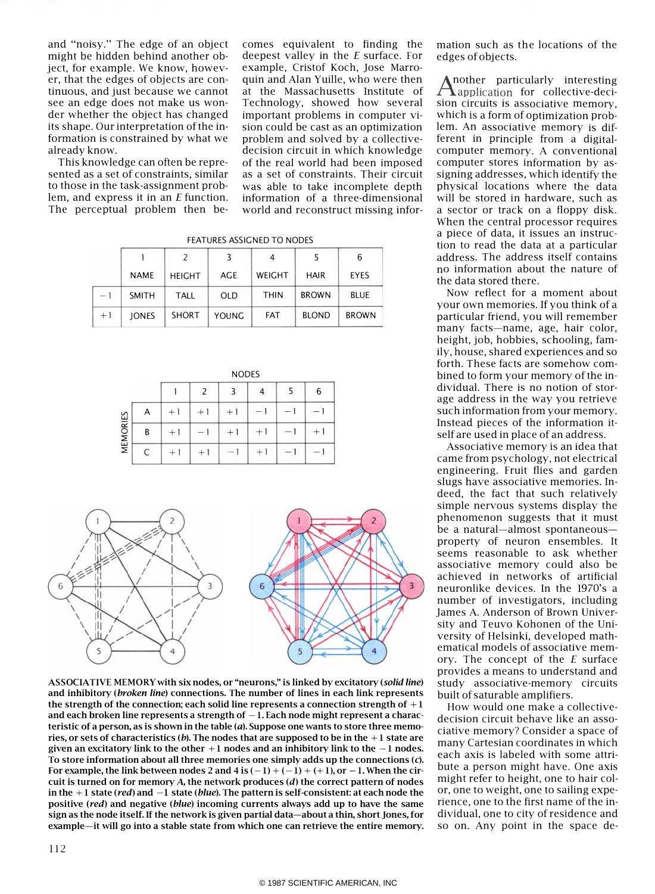and "noisy." The edge of an object might be hidden behind another object, for example. We know, however, that the edges of objects are continuous, and just because we cannot see an edge does not make us wonder whether the object has changed its shape. Our interpretation of the information is constrained by what we already know.

This knowledge can often be represented as a set of constraints, similar to those in the task-assignment problem, and express it in an *E* function. The perceptual problem then becomes equivalent to finding the deepest valley in the *E* surface. For example, Cristof Koch, Jose Marroquin and Alan Yuille, who were then at the Massachusetts Institute of Technology, showed how several important problems in computer vision could be cast as an optimization problem and solved by a collective-decision circuit in which knowledge of the real world had been imposed as a set of constraints. Their circuit was able to take incomplete depth information of a three-dimensional world and reconstruct missing information such as the locations of the edges of objects.

FEATURES ASSIGNED TO NODES

| | 1 | 2 | 3 | 4 | 5 | 6 |
|---|---|---|---|---|---|---|
| | NAME | HEIGHT | AGE | WEIGHT | HAIR | EYES |
| −1 | SMITH | TALL | OLD | THIN | BROWN | BLUE |
| +1 | JONES | SHORT | YOUNG | FAT | BLOND | BROWN |

NODES

| MEMORIES | 1 | 2 | 3 | 4 | 5 | 6 |
|---|---|---|---|---|---|---|
| A | +1 | +1 | +1 | −1 | −1 | −1 |
| B | +1 | −1 | +1 | +1 | −1 | +1 |
| C | +1 | +1 | −1 | +1 | −1 | −1 |

**ASSOCIATIVE MEMORY with six nodes, or "neurons," is linked by excitatory (*solid line*) and inhibitory (*broken line*) connections. The number of lines in each link represents the strength of the connection; each solid line represents a connection strength of +1 and each broken line represents a strength of −1. Each node might represent a characteristic of a person, as is shown in the table (*a*). Suppose one wants to store three memories, or sets of characteristics (*b*). The nodes that are supposed to be in the +1 state are given an excitatory link to the other +1 nodes and an inhibitory link to the −1 nodes. To store information about all three memories one simply adds up the connections (*c*). For example, the link between nodes 2 and 4 is (−1) + (−1) + (+1), or −1. When the circuit is turned on for memory *A*, the network produces (*d*) the correct pattern of nodes in the +1 state (*red*) and −1 state (*blue*). The pattern is self-consistent: at each node the positive (*red*) and negative (*blue*) incoming currents always add up to have the same sign as the node itself. If the network is given partial data—about a thin, short Jones, for example—it will go into a stable state from which one can retrieve the entire memory.**

Another particularly interesting application for collective-decision circuits is associative memory, which is a form of optimization problem. An associative memory is different in principle from a digital-computer memory. A conventional computer stores information by assigning addresses, which identify the physical locations where the data will be stored in hardware, such as a sector or track on a floppy disk. When the central processor requires a piece of data, it issues an instruction to read the data at a particular address. The address itself contains no information about the nature of the data stored there.

Now reflect for a moment about your own memories. If you think of a particular friend, you will remember many facts—name, age, hair color, height, job, hobbies, schooling, family, house, shared experiences and so forth. These facts are somehow combined to form your memory of the individual. There is no notion of storage address in the way you retrieve such information from your memory. Instead pieces of the information itself are used in place of an address.

Associative memory is an idea that came from psychology, not electrical engineering. Fruit flies and garden slugs have associative memories. Indeed, the fact that such relatively simple nervous systems display the phenomenon suggests that it must be a natural—almost spontaneous—property of neuron ensembles. It seems reasonable to ask whether associative memory could also be achieved in networks of artificial neuronlike devices. In the 1970's a number of investigators, including James A. Anderson of Brown University and Teuvo Kohonen of the University of Helsinki, developed mathematical models of associative memory. The concept of the *E* surface provides a means to understand and study associative-memory circuits built of saturable amplifiers.

How would one make a collective-decision circuit behave like an associative memory? Consider a space of many Cartesian coordinates in which each axis is labeled with some attribute a person might have. One axis might refer to height, one to hair color, one to weight, one to sailing experience, one to the first name of the individual, one to city of residence and so on. Any point in the space de-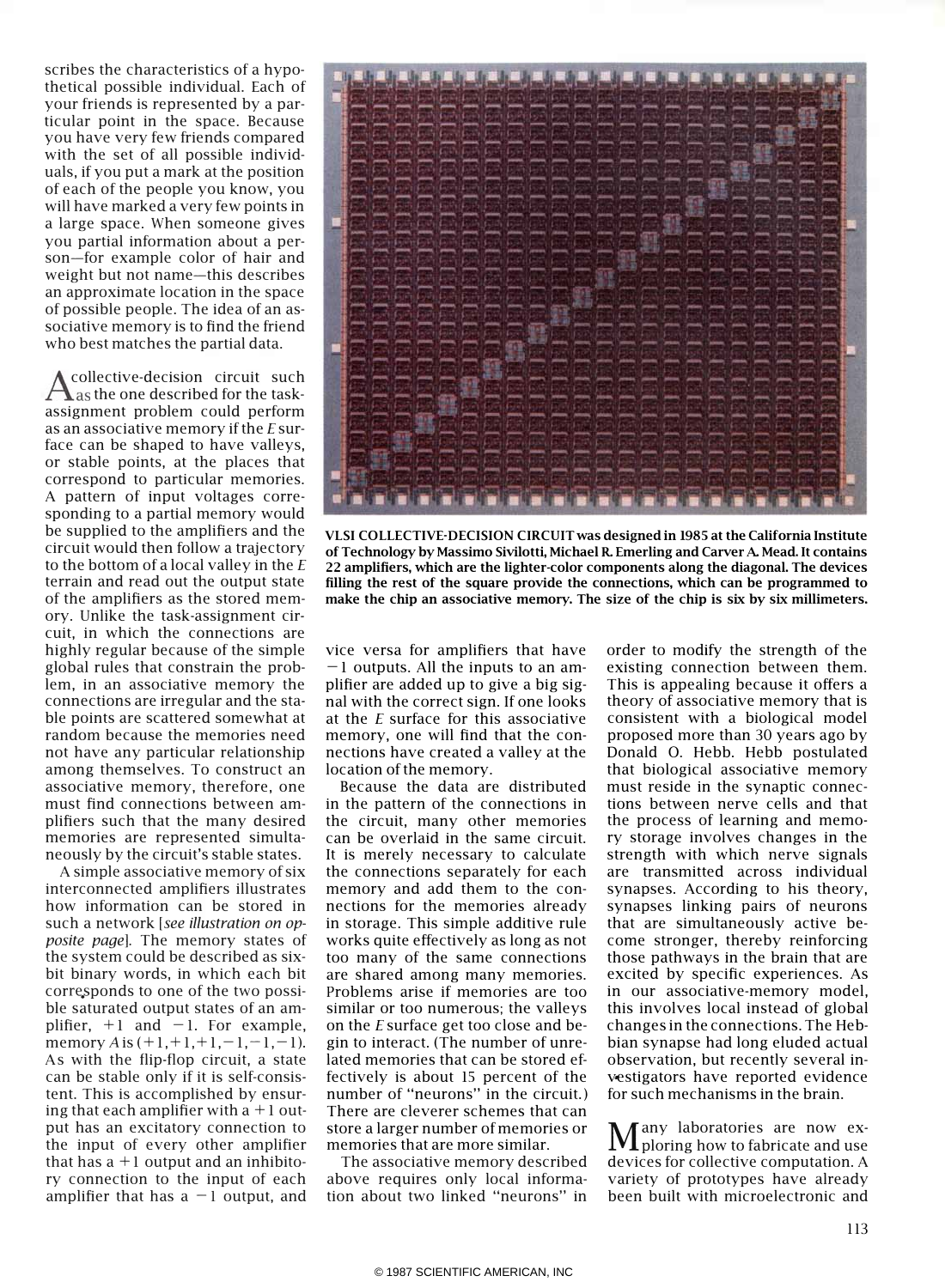scribes the characteristics of a hypothetical possible individual. Each of your friends is represented by a particular point in the space. Because you have very few friends compared with the set of all possible individuals, if you put a mark at the position of each of the people you know, you will have marked a very few points in a large space. When someone gives you partial information about a person—for example color of hair and weight but not name—this describes an approximate location in the space of possible people. The idea of an associative memory is to find the friend who best matches the partial data.

A collective-decision circuit such as the one described for the task-assignment problem could perform as an associative memory if the *E* surface can be shaped to have valleys, or stable points, at the places that correspond to particular memories. A pattern of input voltages corresponding to a partial memory would be supplied to the amplifiers and the circuit would then follow a trajectory to the bottom of a local valley in the *E* terrain and read out the output state of the amplifiers as the stored memory. Unlike the task-assignment circuit, in which the connections are highly regular because of the simple global rules that constrain the problem, in an associative memory the connections are irregular and the stable points are scattered somewhat at random because the memories need not have any particular relationship among themselves. To construct an associative memory, therefore, one must find connections between amplifiers such that the many desired memories are represented simultaneously by the circuit's stable states.

A simple associative memory of six interconnected amplifiers illustrates how information can be stored in such a network [*see illustration on opposite page*]. The memory states of the system could be described as six-bit binary words, in which each bit corresponds to one of the two possible saturated output states of an amplifier, $+1$ and $-1$. For example, memory *A* is $(+1,+1,+1,-1,-1,-1)$. As with the flip-flop circuit, a state can be stable only if it is self-consistent. This is accomplished by ensuring that each amplifier with a $+1$ output has an excitatory connection to the input of every other amplifier that has a $+1$ output and an inhibitory connection to the input of each amplifier that has a $-1$ output, and vice versa for amplifiers that have $-1$ outputs. All the inputs to an amplifier are added up to give a big signal with the correct sign. If one looks at the *E* surface for this associative memory, one will find that the connections have created a valley at the location of the memory.

Because the data are distributed in the pattern of the connections in the circuit, many other memories can be overlaid in the same circuit. It is merely necessary to calculate the connections separately for each memory and add them to the connections for the memories already in storage. This simple additive rule works quite effectively as long as not too many of the same connections are shared among many memories. Problems arise if memories are too similar or too numerous; the valleys on the *E* surface get too close and begin to interact. (The number of unrelated memories that can be stored effectively is about 15 percent of the number of "neurons" in the circuit.) There are cleverer schemes that can store a larger number of memories or memories that are more similar.

The associative memory described above requires only local information about two linked "neurons" in order to modify the strength of the existing connection between them. This is appealing because it offers a theory of associative memory that is consistent with a biological model proposed more than 30 years ago by Donald O. Hebb. Hebb postulated that biological associative memory must reside in the synaptic connections between nerve cells and that the process of learning and memory storage involves changes in the strength with which nerve signals are transmitted across individual synapses. According to his theory, synapses linking pairs of neurons that are simultaneously active become stronger, thereby reinforcing those pathways in the brain that are excited by specific experiences. As in our associative-memory model, this involves local instead of global changes in the connections. The Hebbian synapse had long eluded actual observation, but recently several investigators have reported evidence for such mechanisms in the brain.

Many laboratories are now exploring how to fabricate and use devices for collective computation. A variety of prototypes have already been built with microelectronic and

**VLSI COLLECTIVE-DECISION CIRCUIT was designed in 1985 at the California Institute of Technology by Massimo Sivilotti, Michael R. Emerling and Carver A. Mead. It contains 22 amplifiers, which are the lighter-color components along the diagonal. The devices filling the rest of the square provide the connections, which can be programmed to make the chip an associative memory. The size of the chip is six by six millimeters.**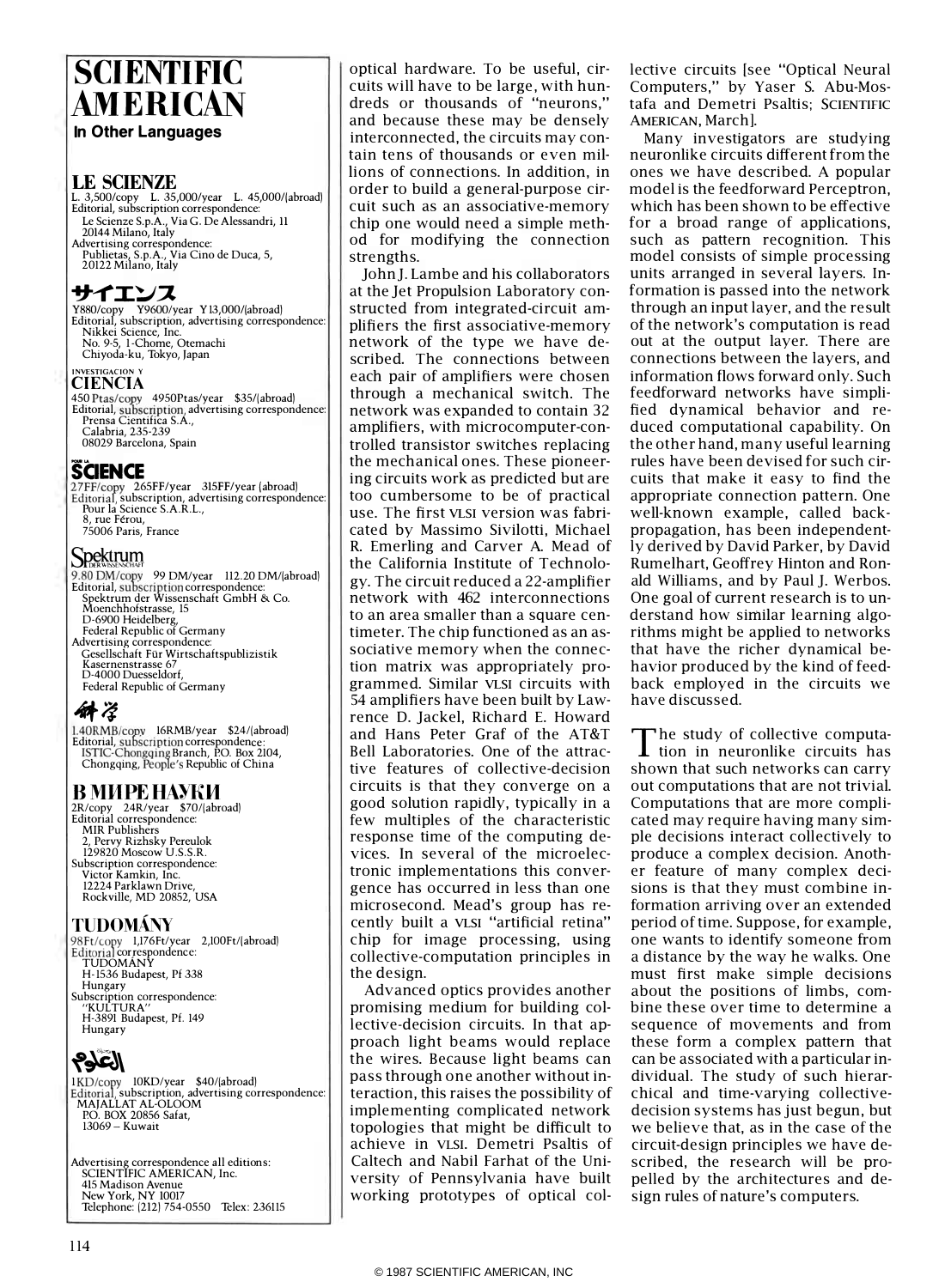# SCIENTIFIC AMERICAN

**In Other Languages**

## LE SCIENZE

L. 3,500/copy L. 35,000/year L. 45,000/(abroad)
Editorial, subscription correspondence:
Le Scienze S.p.A., Via G. De Alessandri, 11
20144 Milano, Italy
Advertising correspondence:
Publietas, S.p.A., Via Cino de Duca, 5,
20122 Milano, Italy

## サイエンス

Y880/copy Y9600/year Y13,000/(abroad)
Editorial, subscription, advertising correspondence:
Nikkei Science, Inc.
No. 9-5, 1-Chome, Otemachi
Chiyoda-ku, Tokyo, Japan

## INVESTIGACION Y CIENCIA

450 Ptas/copy 4950Ptas/year $35/(abroad)
Editorial, subscription, advertising correspondence:
Prensa Científica S.A.,
Calabria, 235-239
08029 Barcelona, Spain

## POUR LA SCIENCE

27FF/copy 265FF/year 315FF/year (abroad)
Editorial, subscription, advertising correspondence:
Pour la Science S.A.R.L.,
8, rue Férou,
75006 Paris, France

## Spektrum DER WISSENSCHAFT

9.80 DM/copy 99 DM/year 112.20 DM/(abroad)
Editorial, subscription correspondence:
Spektrum der Wissenschaft GmbH & Co.
Moenchhofstrasse, 15
D-6900 Heidelberg,
Federal Republic of Germany
Advertising correspondence:
Gesellschaft Für Wirtschaftspublizistik
Kasernenstrasse 67
D-4000 Duesseldorf,
Federal Republic of Germany

## 科学

1.40RMB/copy 16RMB/year $24/(abroad)
Editorial, subscription correspondence:
ISTIC-Chongqing Branch, P.O. Box 2104,
Chongqing, People's Republic of China

## В МИРЕ НАУКИ

2R/copy 24R/year $70/(abroad)
Editorial correspondence:
MIR Publishers
2, Pervy Rizhsky Pereulok
129820 Moscow U.S.S.R.
Subscription correspondence:
Victor Kamkin, Inc.
12224 Parklawn Drive,
Rockville, MD 20852, USA

## TUDOMÁNY

98Ft/copy 1,176Ft/year 2,100Ft/(abroad)
Editorial correspondence:
TUDOMÁNY
H-1536 Budapest, Pf 338
Hungary
Subscription correspondence:
"KULTURA"
H-3891 Budapest, Pf. 149
Hungary

## العلوم

1KD/copy 10KD/year $40/(abroad)
Editorial, subscription, advertising correspondence:
MAJALLAT AL-OLOOM
P.O. BOX 20856 Safat,
13069 – Kuwait

Advertising correspondence all editions:
SCIENTIFIC AMERICAN, Inc.
415 Madison Avenue
New York, NY 10017
Telephone: (212) 754-0550 Telex: 236115

---

optical hardware. To be useful, circuits will have to be large, with hundreds or thousands of "neurons," and because these may be densely interconnected, the circuits may contain tens of thousands or even millions of connections. In addition, in order to build a general-purpose circuit such as an associative-memory chip one would need a simple method for modifying the connection strengths.

John J. Lambe and his collaborators at the Jet Propulsion Laboratory constructed from integrated-circuit amplifiers the first associative-memory network of the type we have described. The connections between each pair of amplifiers were chosen through a mechanical switch. The network was expanded to contain 32 amplifiers, with microcomputer-controlled transistor switches replacing the mechanical ones. These pioneering circuits work as predicted but are too cumbersome to be of practical use. The first VLSI version was fabricated by Massimo Sivilotti, Michael R. Emerling and Carver A. Mead of the California Institute of Technology. The circuit reduced a 22-amplifier network with 462 interconnections to an area smaller than a square centimeter. The chip functioned as an associative memory when the connection matrix was appropriately programmed. Similar VLSI circuits with 54 amplifiers have been built by Lawrence D. Jackel, Richard E. Howard and Hans Peter Graf of the AT&T Bell Laboratories. One of the attractive features of collective-decision circuits is that they converge on a good solution rapidly, typically in a few multiples of the characteristic response time of the computing devices. In several of the microelectronic implementations this convergence has occurred in less than one microsecond. Mead's group has recently built a VLSI "artificial retina" chip for image processing, using collective-computation principles in the design.

Advanced optics provides another promising medium for building collective-decision circuits. In that approach light beams would replace the wires. Because light beams can pass through one another without interaction, this raises the possibility of implementing complicated network topologies that might be difficult to achieve in VLSI. Demetri Psaltis of Caltech and Nabil Farhat of the University of Pennsylvania have built working prototypes of optical collective circuits [see "Optical Neural Computers," by Yaser S. Abu-Mostafa and Demetri Psaltis; SCIENTIFIC AMERICAN, March].

Many investigators are studying neuronlike circuits different from the ones we have described. A popular model is the feedforward Perceptron, which has been shown to be effective for a broad range of applications, such as pattern recognition. This model consists of simple processing units arranged in several layers. Information is passed into the network through an input layer, and the result of the network's computation is read out at the output layer. There are connections between the layers, and information flows forward only. Such feedforward networks have simplified dynamical behavior and reduced computational capability. On the other hand, many useful learning rules have been devised for such circuits that make it easy to find the appropriate connection pattern. One well-known example, called back-propagation, has been independently derived by David Parker, by David Rumelhart, Geoffrey Hinton and Ronald Williams, and by Paul J. Werbos. One goal of current research is to understand how similar learning algorithms might be applied to networks that have the richer dynamical behavior produced by the kind of feedback employed in the circuits we have discussed.

The study of collective computation in neuronlike circuits has shown that such networks can carry out computations that are not trivial. Computations that are more complicated may require having many simple decisions interact collectively to produce a complex decision. Another feature of many complex decisions is that they must combine information arriving over an extended period of time. Suppose, for example, one wants to identify someone from a distance by the way he walks. One must first make simple decisions about the positions of limbs, combine these over time to determine a sequence of movements and from these form a complex pattern that can be associated with a particular individual. The study of such hierarchical and time-varying collective-decision systems has just begun, but we believe that, as in the case of the circuit-design principles we have described, the research will be propelled by the architectures and design rules of nature's computers.